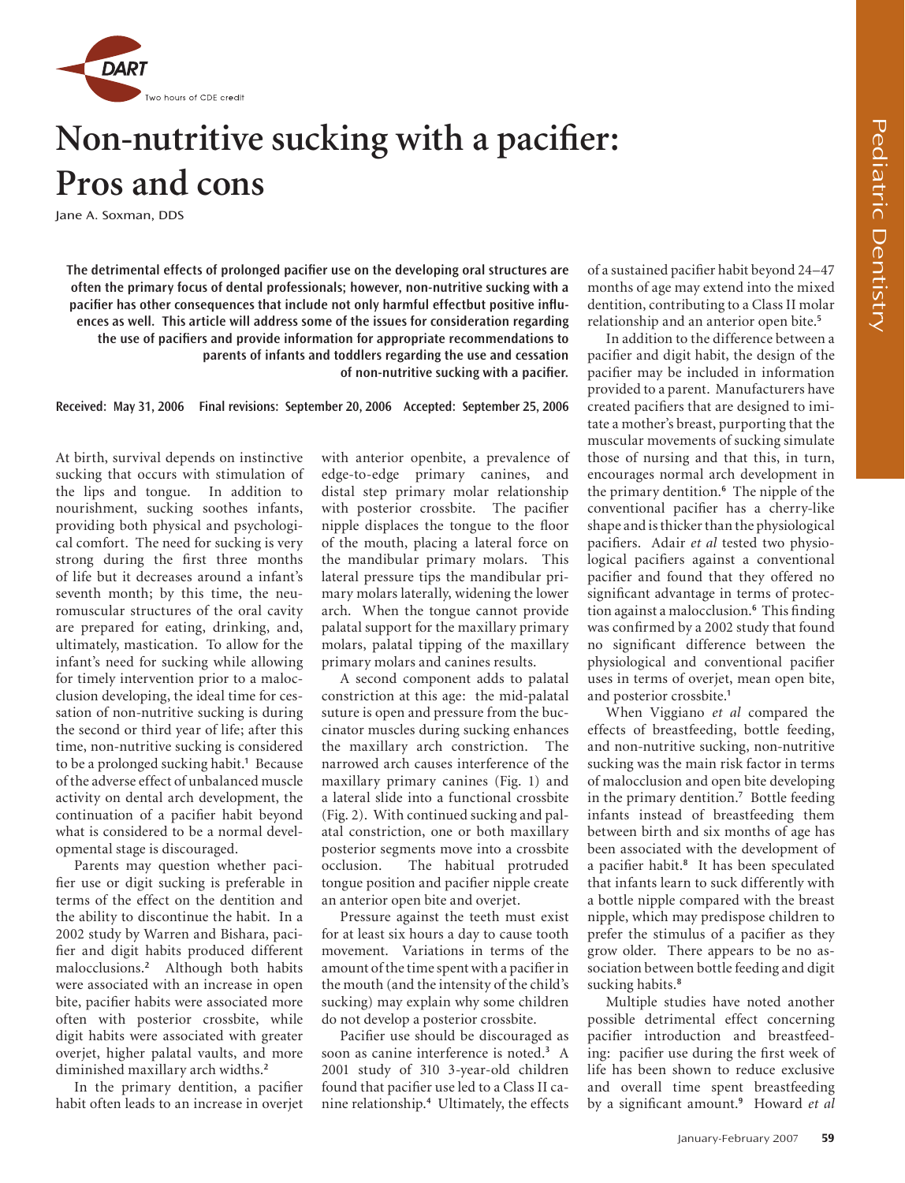DART

Two hours of CDE credit

# Non-nutritive sucking with a pacifier: Pros and cons

Jane A. Soxman, DDS

**The detrimental effects of prolonged pacifier use on the developing oral structures are often the primary focus of dental professionals; however, non-nutritive sucking with a pacifier has other consequences that include not only harmful effectbut positive influences as well. This article will address some of the issues for consideration regarding the use of pacifiers and provide information for appropriate recommendations to parents of infants and toddlers regarding the use and cessation of non-nutritive sucking with a pacifier.**

**Received: May 31, 2006 Final revisions: September 20, 2006 Accepted: September 25, 2006**

At birth, survival depends on instinctive sucking that occurs with stimulation of the lips and tongue. In addition to nourishment, sucking soothes infants, providing both physical and psychological comfort. The need for sucking is very strong during the first three months of life but it decreases around a infant's seventh month; by this time, the neuromuscular structures of the oral cavity are prepared for eating, drinking, and, ultimately, mastication. To allow for the infant's need for sucking while allowing for timely intervention prior to a malocclusion developing, the ideal time for cessation of non-nutritive sucking is during the second or third year of life; after this time, non-nutritive sucking is considered to be a prolonged sucking habit.[1] Because of the adverse effect of unbalanced muscle activity on dental arch development, the continuation of a pacifier habit beyond what is considered to be a normal developmental stage is discouraged.

Parents may question whether pacifier use or digit sucking is preferable in terms of the effect on the dentition and the ability to discontinue the habit. In a 2002 study by Warren and Bishara, pacifier and digit habits produced different malocclusions.[2] Although both habits were associated with an increase in open bite, pacifier habits were associated more often with posterior crossbite, while digit habits were associated with greater overjet, higher palatal vaults, and more diminished maxillary arch widths.[2]

In the primary dentition, a pacifier habit often leads to an increase in overjet with anterior openbite, a prevalence of edge-to-edge primary canines, and distal step primary molar relationship with posterior crossbite. The pacifier nipple displaces the tongue to the floor of the mouth, placing a lateral force on the mandibular primary molars. This lateral pressure tips the mandibular primary molars laterally, widening the lower arch. When the tongue cannot provide palatal support for the maxillary primary molars, palatal tipping of the maxillary primary molars and canines results.

A second component adds to palatal constriction at this age: the mid-palatal suture is open and pressure from the buccinator muscles during sucking enhances the maxillary arch constriction. The narrowed arch causes interference of the maxillary primary canines (Fig. 1) and a lateral slide into a functional crossbite (Fig. 2). With continued sucking and palatal constriction, one or both maxillary posterior segments move into a crossbite occlusion. The habitual protruded tongue position and pacifier nipple create an anterior open bite and overjet.

Pressure against the teeth must exist for at least six hours a day to cause tooth movement. Variations in terms of the amount of the time spent with a pacifier in the mouth (and the intensity of the child's sucking) may explain why some children do not develop a posterior crossbite.

Pacifier use should be discouraged as soon as canine interference is noted.[3] A 2001 study of 310 3-year-old children found that pacifier use led to a Class II canine relationship.[4] Ultimately, the effects of a sustained pacifier habit beyond 24–47 months of age may extend into the mixed dentition, contributing to a Class II molar relationship and an anterior open bite.[5]

In addition to the difference between a pacifier and digit habit, the design of the pacifier may be included in information provided to a parent. Manufacturers have created pacifiers that are designed to imitate a mother's breast, purporting that the muscular movements of sucking simulate those of nursing and that this, in turn, encourages normal arch development in the primary dentition.[6] The nipple of the conventional pacifier has a cherry-like shape and is thicker than the physiological pacifiers. Adair *et al* tested two physiological pacifiers against a conventional pacifier and found that they offered no significant advantage in terms of protection against a malocclusion.[6] This finding was confirmed by a 2002 study that found no significant difference between the physiological and conventional pacifier uses in terms of overjet, mean open bite, and posterior crossbite.[1]

When Viggiano *et al* compared the effects of breastfeeding, bottle feeding, and non-nutritive sucking, non-nutritive sucking was the main risk factor in terms of malocclusion and open bite developing in the primary dentition.[7] Bottle feeding infants instead of breastfeeding them between birth and six months of age has been associated with the development of a pacifier habit.[8] It has been speculated that infants learn to suck differently with a bottle nipple compared with the breast nipple, which may predispose children to prefer the stimulus of a pacifier as they grow older. There appears to be no association between bottle feeding and digit sucking habits.[8]

Multiple studies have noted another possible detrimental effect concerning pacifier introduction and breastfeeding: pacifier use during the first week of life has been shown to reduce exclusive and overall time spent breastfeeding by a significant amount.[9] Howard *et al*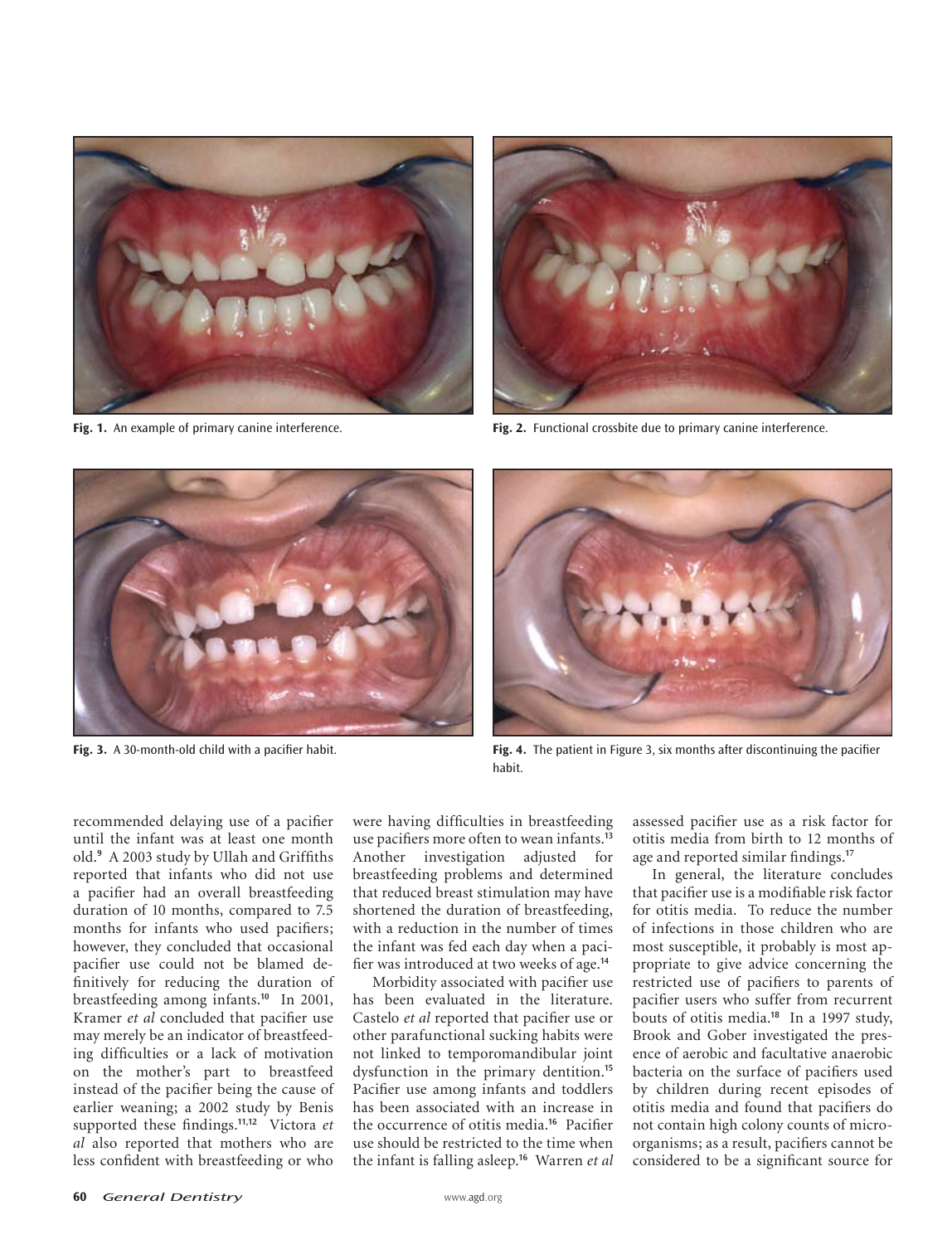Fig. 1. An example of primary canine interference.

Fig. 2. Functional crossbite due to primary canine interference.

Fig. 3. A 30-month-old child with a pacifier habit.

Fig. 4. The patient in Figure 3, six months after discontinuing the pacifier habit.

recommended delaying use of a pacifier until the infant was at least one month old.[9] A 2003 study by Ullah and Griffiths reported that infants who did not use a pacifier had an overall breastfeeding duration of 10 months, compared to 7.5 months for infants who used pacifiers; however, they concluded that occasional pacifier use could not be blamed definitively for reducing the duration of breastfeeding among infants.[10] In 2001, Kramer *et al* concluded that pacifier use may merely be an indicator of breastfeeding difficulties or a lack of motivation on the mother's part to breastfeed instead of the pacifier being the cause of earlier weaning; a 2002 study by Benis supported these findings.[11,12] Victora *et al* also reported that mothers who are less confident with breastfeeding or who were having difficulties in breastfeeding use pacifiers more often to wean infants.[13] Another investigation adjusted for breastfeeding problems and determined that reduced breast stimulation may have shortened the duration of breastfeeding, with a reduction in the number of times the infant was fed each day when a pacifier was introduced at two weeks of age.[14]

Morbidity associated with pacifier use has been evaluated in the literature. Castelo *et al* reported that pacifier use or other parafunctional sucking habits were not linked to temporomandibular joint dysfunction in the primary dentition.[15] Pacifier use among infants and toddlers has been associated with an increase in the occurrence of otitis media.[16] Pacifier use should be restricted to the time when the infant is falling asleep.[16] Warren *et al* assessed pacifier use as a risk factor for otitis media from birth to 12 months of age and reported similar findings.[17]

In general, the literature concludes that pacifier use is a modifiable risk factor for otitis media. To reduce the number of infections in those children who are most susceptible, it probably is most appropriate to give advice concerning the restricted use of pacifiers to parents of pacifier users who suffer from recurrent bouts of otitis media.[18] In a 1997 study, Brook and Gober investigated the presence of aerobic and facultative anaerobic bacteria on the surface of pacifiers used by children during recent episodes of otitis media and found that pacifiers do not contain high colony counts of microorganisms; as a result, pacifiers cannot be considered to be a significant source for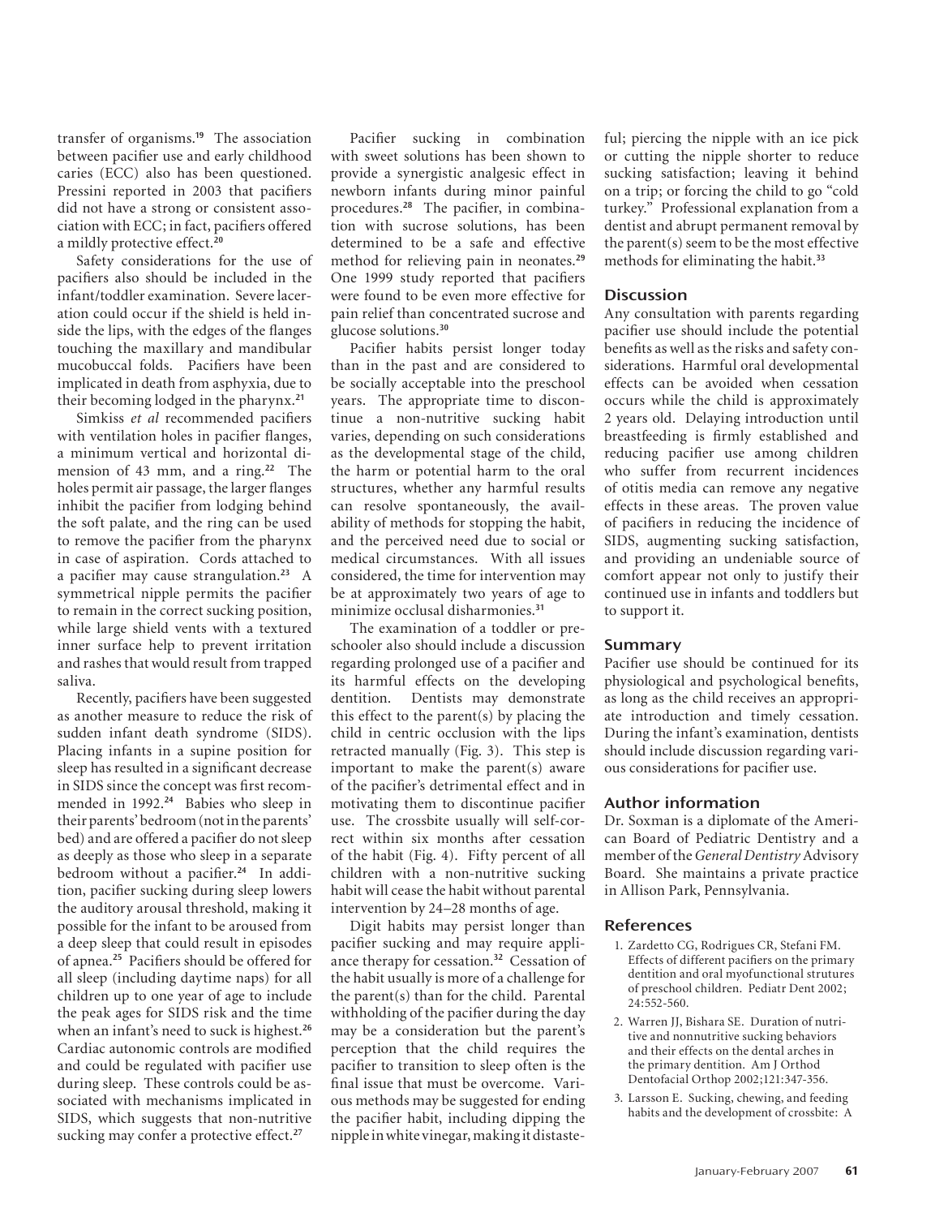transfer of organisms.[19] The association between pacifier use and early childhood caries (ECC) also has been questioned. Pressini reported in 2003 that pacifiers did not have a strong or consistent association with ECC; in fact, pacifiers offered a mildly protective effect.[20]

Safety considerations for the use of pacifiers also should be included in the infant/toddler examination. Severe laceration could occur if the shield is held inside the lips, with the edges of the flanges touching the maxillary and mandibular mucobuccal folds. Pacifiers have been implicated in death from asphyxia, due to their becoming lodged in the pharynx.[21]

Simkiss *et al* recommended pacifiers with ventilation holes in pacifier flanges, a minimum vertical and horizontal dimension of 43 mm, and a ring.[22] The holes permit air passage, the larger flanges inhibit the pacifier from lodging behind the soft palate, and the ring can be used to remove the pacifier from the pharynx in case of aspiration. Cords attached to a pacifier may cause strangulation.[23] A symmetrical nipple permits the pacifier to remain in the correct sucking position, while large shield vents with a textured inner surface help to prevent irritation and rashes that would result from trapped saliva.

Recently, pacifiers have been suggested as another measure to reduce the risk of sudden infant death syndrome (SIDS). Placing infants in a supine position for sleep has resulted in a significant decrease in SIDS since the concept was first recommended in 1992.[24] Babies who sleep in their parents' bedroom (not in the parents' bed) and are offered a pacifier do not sleep as deeply as those who sleep in a separate bedroom without a pacifier.[24] In addition, pacifier sucking during sleep lowers the auditory arousal threshold, making it possible for the infant to be aroused from a deep sleep that could result in episodes of apnea.[25] Pacifiers should be offered for all sleep (including daytime naps) for all children up to one year of age to include the peak ages for SIDS risk and the time when an infant's need to suck is highest.[26] Cardiac autonomic controls are modified and could be regulated with pacifier use during sleep. These controls could be associated with mechanisms implicated in SIDS, which suggests that non-nutritive sucking may confer a protective effect.[27]

Pacifier sucking in combination with sweet solutions has been shown to provide a synergistic analgesic effect in newborn infants during minor painful procedures.[28] The pacifier, in combination with sucrose solutions, has been determined to be a safe and effective method for relieving pain in neonates.[29] One 1999 study reported that pacifiers were found to be even more effective for pain relief than concentrated sucrose and glucose solutions.[30]

Pacifier habits persist longer today than in the past and are considered to be socially acceptable into the preschool years. The appropriate time to discontinue a non-nutritive sucking habit varies, depending on such considerations as the developmental stage of the child, the harm or potential harm to the oral structures, whether any harmful results can resolve spontaneously, the availability of methods for stopping the habit, and the perceived need due to social or medical circumstances. With all issues considered, the time for intervention may be at approximately two years of age to minimize occlusal disharmonies.[31]

The examination of a toddler or preschooler also should include a discussion regarding prolonged use of a pacifier and its harmful effects on the developing dentition. Dentists may demonstrate this effect to the parent(s) by placing the child in centric occlusion with the lips retracted manually (Fig. 3). This step is important to make the parent(s) aware of the pacifier's detrimental effect and in motivating them to discontinue pacifier use. The crossbite usually will self-correct within six months after cessation of the habit (Fig. 4). Fifty percent of all children with a non-nutritive sucking habit will cease the habit without parental intervention by 24–28 months of age.

Digit habits may persist longer than pacifier sucking and may require appliance therapy for cessation.[32] Cessation of the habit usually is more of a challenge for the parent(s) than for the child. Parental withholding of the pacifier during the day may be a consideration but the parent's perception that the child requires the pacifier to transition to sleep often is the final issue that must be overcome. Various methods may be suggested for ending the pacifier habit, including dipping the nipple in white vinegar, making it distasteful; piercing the nipple with an ice pick or cutting the nipple shorter to reduce sucking satisfaction; leaving it behind on a trip; or forcing the child to go "cold turkey." Professional explanation from a dentist and abrupt permanent removal by the parent(s) seem to be the most effective methods for eliminating the habit.[33]

## Discussion

Any consultation with parents regarding pacifier use should include the potential benefits as well as the risks and safety considerations. Harmful oral developmental effects can be avoided when cessation occurs while the child is approximately 2 years old. Delaying introduction until breastfeeding is firmly established and reducing pacifier use among children who suffer from recurrent incidences of otitis media can remove any negative effects in these areas. The proven value of pacifiers in reducing the incidence of SIDS, augmenting sucking satisfaction, and providing an undeniable source of comfort appear not only to justify their continued use in infants and toddlers but to support it.

## Summary

Pacifier use should be continued for its physiological and psychological benefits, as long as the child receives an appropriate introduction and timely cessation. During the infant's examination, dentists should include discussion regarding various considerations for pacifier use.

## Author information

Dr. Soxman is a diplomate of the American Board of Pediatric Dentistry and a member of the *General Dentistry* Advisory Board. She maintains a private practice in Allison Park, Pennsylvania.

## References

1. Zardetto CG, Rodrigues CR, Stefani FM. Effects of different pacifiers on the primary dentition and oral myofunctional strutures of preschool children. Pediatr Dent 2002; 24:552-560.
2. Warren JJ, Bishara SE. Duration of nutritive and nonnutritive sucking behaviors and their effects on the dental arches in the primary dentition. Am J Orthod Dentofacial Orthop 2002;121:347-356.
3. Larsson E. Sucking, chewing, and feeding habits and the development of crossbite: A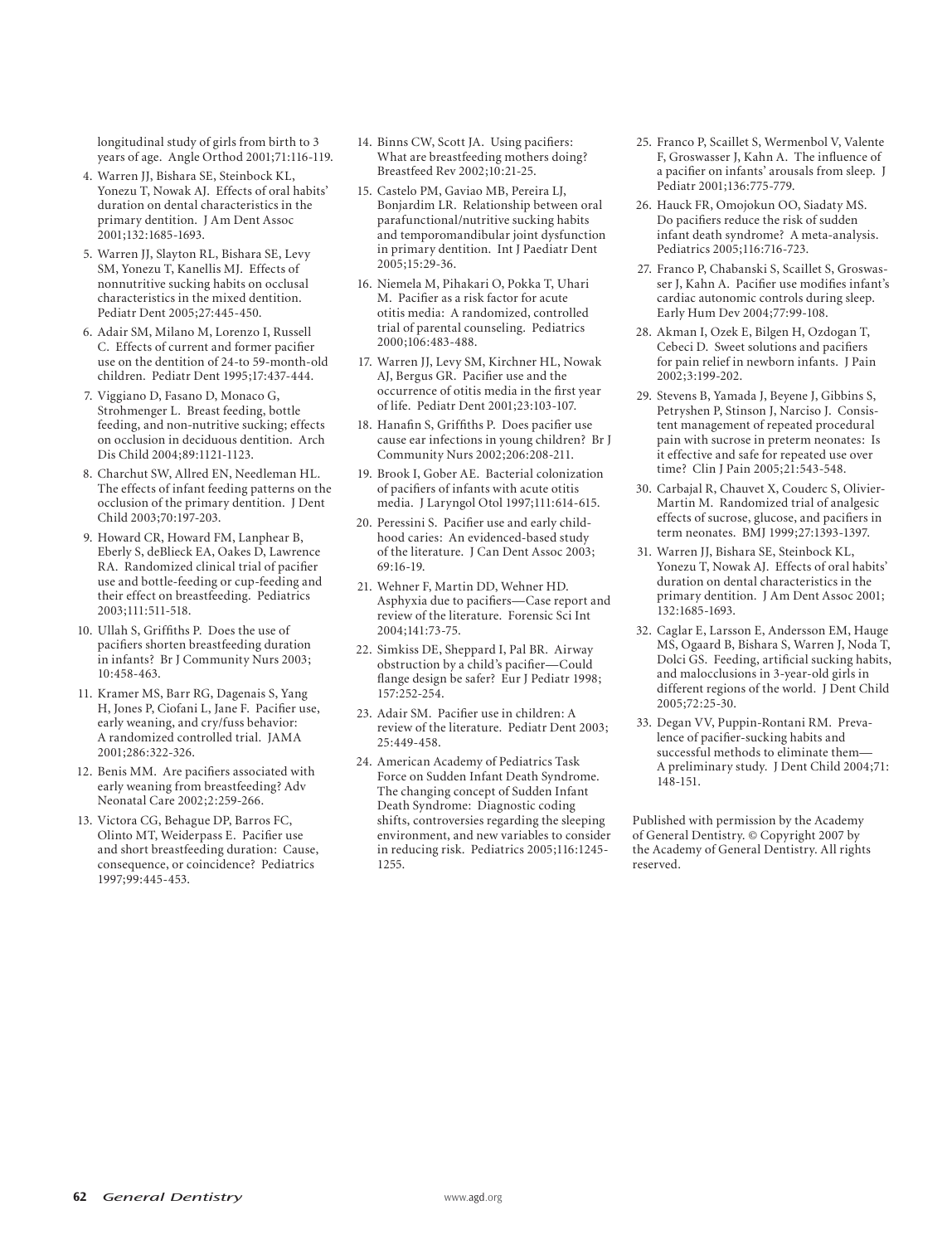longitudinal study of girls from birth to 3 years of age. Angle Orthod 2001;71:116-119.

4. Warren JJ, Bishara SE, Steinbock KL, Yonezu T, Nowak AJ. Effects of oral habits' duration on dental characteristics in the primary dentition. J Am Dent Assoc 2001;132:1685-1693.
5. Warren JJ, Slayton RL, Bishara SE, Levy SM, Yonezu T, Kanellis MJ. Effects of nonnutritive sucking habits on occlusal characteristics in the mixed dentition. Pediatr Dent 2005;27:445-450.
6. Adair SM, Milano M, Lorenzo I, Russell C. Effects of current and former pacifier use on the dentition of 24-to 59-month-old children. Pediatr Dent 1995;17:437-444.
7. Viggiano D, Fasano D, Monaco G, Strohmenger L. Breast feeding, bottle feeding, and non-nutritive sucking; effects on occlusion in deciduous dentition. Arch Dis Child 2004;89:1121-1123.
8. Charchut SW, Allred EN, Needleman HL. The effects of infant feeding patterns on the occlusion of the primary dentition. J Dent Child 2003;70:197-203.
9. Howard CR, Howard FM, Lanphear B, Eberly S, deBlieck EA, Oakes D, Lawrence RA. Randomized clinical trial of pacifier use and bottle-feeding or cup-feeding and their effect on breastfeeding. Pediatrics 2003;111:511-518.
10. Ullah S, Griffiths P. Does the use of pacifiers shorten breastfeeding duration in infants? Br J Community Nurs 2003; 10:458-463.
11. Kramer MS, Barr RG, Dagenais S, Yang H, Jones P, Ciofani L, Jane F. Pacifier use, early weaning, and cry/fuss behavior: A randomized controlled trial. JAMA 2001;286:322-326.
12. Benis MM. Are pacifiers associated with early weaning from breastfeeding? Adv Neonatal Care 2002;2:259-266.
13. Victora CG, Behague DP, Barros FC, Olinto MT, Weiderpass E. Pacifier use and short breastfeeding duration: Cause, consequence, or coincidence? Pediatrics 1997;99:445-453.
14. Binns CW, Scott JA. Using pacifiers: What are breastfeeding mothers doing? Breastfeed Rev 2002;10:21-25.
15. Castelo PM, Gaviao MB, Pereira LJ, Bonjardim LR. Relationship between oral parafunctional/nutritive sucking habits and temporomandibular joint dysfunction in primary dentition. Int J Paediatr Dent 2005;15:29-36.
16. Niemela M, Pihakari O, Pokka T, Uhari M. Pacifier as a risk factor for acute otitis media: A randomized, controlled trial of parental counseling. Pediatrics 2000;106:483-488.
17. Warren JJ, Levy SM, Kirchner HL, Nowak AJ, Bergus GR. Pacifier use and the occurrence of otitis media in the first year of life. Pediatr Dent 2001;23:103-107.
18. Hanafin S, Griffiths P. Does pacifier use cause ear infections in young children? Br J Community Nurs 2002;206:208-211.
19. Brook I, Gober AE. Bacterial colonization of pacifiers of infants with acute otitis media. J Laryngol Otol 1997;111:614-615.
20. Peressini S. Pacifier use and early childhood caries: An evidenced-based study of the literature. J Can Dent Assoc 2003; 69:16-19.
21. Wehner F, Martin DD, Wehner HD. Asphyxia due to pacifiers—Case report and review of the literature. Forensic Sci Int 2004;141:73-75.
22. Simkiss DE, Sheppard I, Pal BR. Airway obstruction by a child's pacifier—Could flange design be safer? Eur J Pediatr 1998; 157:252-254.
23. Adair SM. Pacifier use in children: A review of the literature. Pediatr Dent 2003; 25:449-458.
24. American Academy of Pediatrics Task Force on Sudden Infant Death Syndrome. The changing concept of Sudden Infant Death Syndrome: Diagnostic coding shifts, controversies regarding the sleeping environment, and new variables to consider in reducing risk. Pediatrics 2005;116:1245-1255.
25. Franco P, Scaillet S, Wermenbol V, Valente F, Groswasser J, Kahn A. The influence of a pacifier on infants' arousals from sleep. J Pediatr 2001;136:775-779.
26. Hauck FR, Omojokun OO, Siadaty MS. Do pacifiers reduce the risk of sudden infant death syndrome? A meta-analysis. Pediatrics 2005;116:716-723.
27. Franco P, Chabanski S, Scaillet S, Groswasser J, Kahn A. Pacifier use modifies infant's cardiac autonomic controls during sleep. Early Hum Dev 2004;77:99-108.
28. Akman I, Ozek E, Bilgen H, Ozdogan T, Cebeci D. Sweet solutions and pacifiers for pain relief in newborn infants. J Pain 2002;3:199-202.
29. Stevens B, Yamada J, Beyene J, Gibbins S, Petryshen P, Stinson J, Narciso J. Consistent management of repeated procedural pain with sucrose in preterm neonates: Is it effective and safe for repeated use over time? Clin J Pain 2005;21:543-548.
30. Carbajal R, Chauvet X, Couderc S, Olivier-Martin M. Randomized trial of analgesic effects of sucrose, glucose, and pacifiers in term neonates. BMJ 1999;27:1393-1397.
31. Warren JJ, Bishara SE, Steinbock KL, Yonezu T, Nowak AJ. Effects of oral habits' duration on dental characteristics in the primary dentition. J Am Dent Assoc 2001; 132:1685-1693.
32. Caglar E, Larsson E, Andersson EM, Hauge MS, Ogaard B, Bishara S, Warren J, Noda T, Dolci GS. Feeding, artificial sucking habits, and malocclusions in 3-year-old girls in different regions of the world. J Dent Child 2005;72:25-30.
33. Degan VV, Puppin-Rontani RM. Prevalence of pacifier-sucking habits and successful methods to eliminate them—A preliminary study. J Dent Child 2004;71: 148-151.

Published with permission by the Academy of General Dentistry. © Copyright 2007 by the Academy of General Dentistry. All rights reserved.